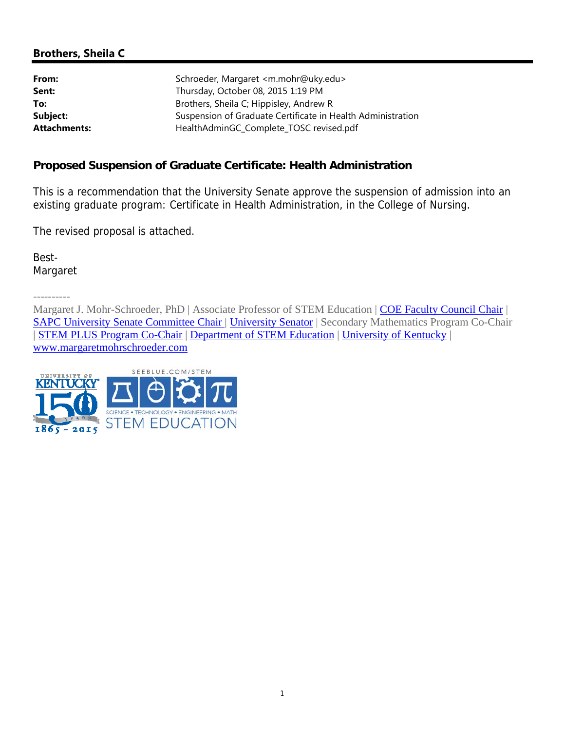**Brothers, Sheila C**

| | |
|---|---|
| **From:** | Schroeder, Margaret <m.mohr@uky.edu> |
| **Sent:** | Thursday, October 08, 2015 1:19 PM |
| **To:** | Brothers, Sheila C; Hippisley, Andrew R |
| **Subject:** | Suspension of Graduate Certificate in Health Administration |
| **Attachments:** | HealthAdminGC_Complete_TOSC revised.pdf |

## Proposed Suspension of Graduate Certificate: Health Administration

This is a recommendation that the University Senate approve the suspension of admission into an existing graduate program: Certificate in Health Administration, in the College of Nursing.

The revised proposal is attached.

Best-
Margaret

----------

Margaret J. Mohr-Schroeder, PhD | Associate Professor of STEM Education | COE Faculty Council Chair | SAPC University Senate Committee Chair | University Senator | Secondary Mathematics Program Co-Chair | STEM PLUS Program Co-Chair | Department of STEM Education | University of Kentucky | www.margaretmohrschroeder.com

UNIVERSITY OF KENTUCKY 150 YEARS 1865 - 2015

SEEBLUE.COM/STEM

SCIENCE • TECHNOLOGY • ENGINEERING • MATH

STEM EDUCATION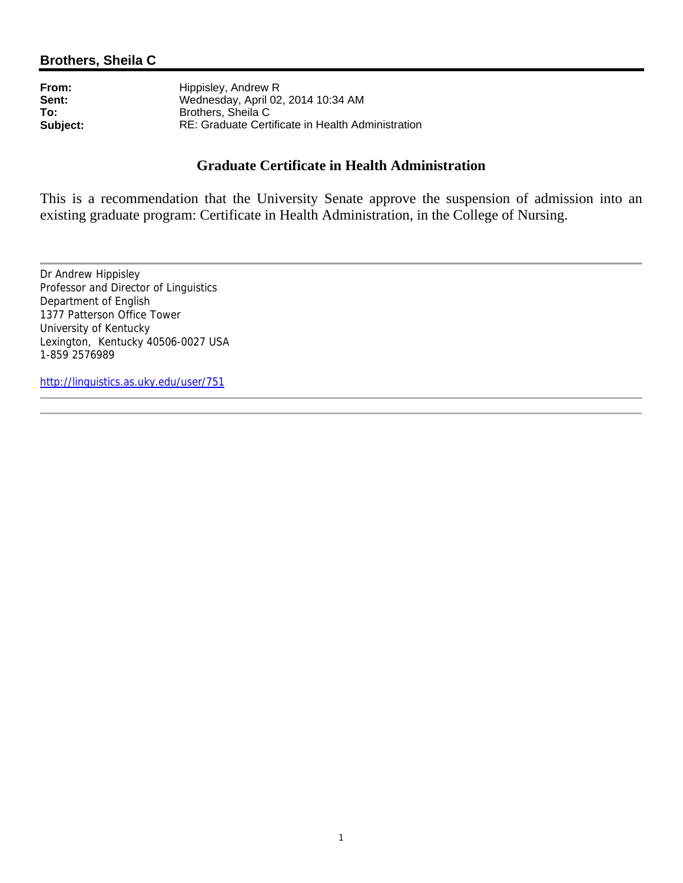**Brothers, Sheila C**

**From:** Hippisley, Andrew R
**Sent:** Wednesday, April 02, 2014 10:34 AM
**To:** Brothers, Sheila C
**Subject:** RE: Graduate Certificate in Health Administration

## Graduate Certificate in Health Administration

This is a recommendation that the University Senate approve the suspension of admission into an existing graduate program: Certificate in Health Administration, in the College of Nursing.

---

Dr Andrew Hippisley
Professor and Director of Linguistics
Department of English
1377 Patterson Office Tower
University of Kentucky
Lexington, Kentucky 40506-0027 USA
1-859 2576989

http://linguistics.as.uky.edu/user/751

---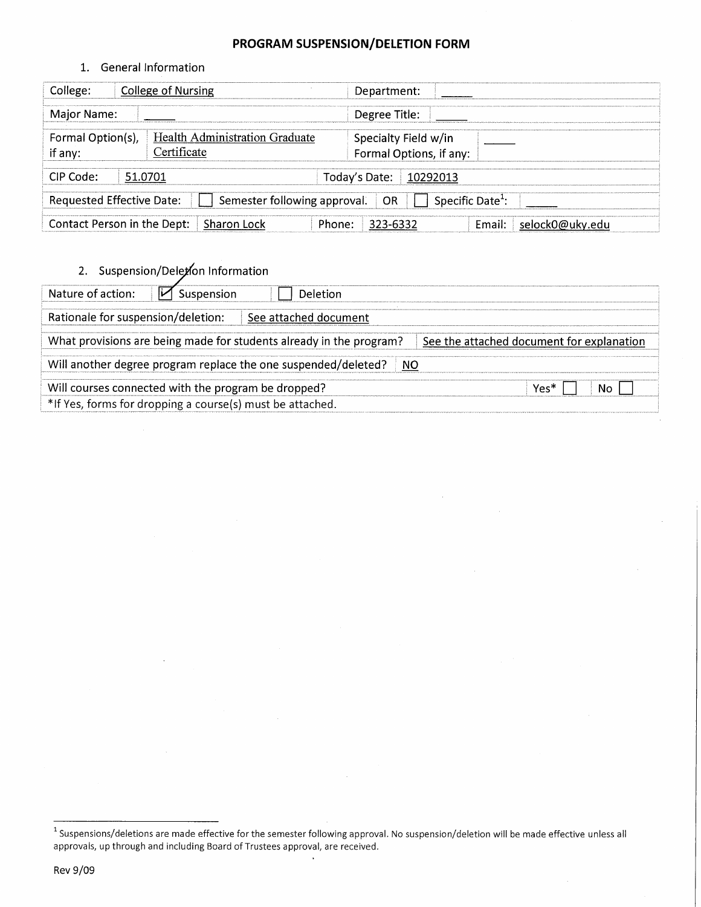# PROGRAM SUSPENSION/DELETION FORM

1. General Information

| College: | College of Nursing | Department: | _____ |
|---|---|---|---|
| Major Name: | _____ | Degree Title: | _____ |
| Formal Option(s), if any: | Health Administration Graduate Certificate | Specialty Field w/in Formal Options, if any: | _____ |
| CIP Code: | 51.0701 | Today's Date: | 10292013 |
| Requested Effective Date: | ☐ Semester following approval. OR | ☐ Specific Date[1]: | _____ |
| Contact Person in the Dept: | Sharon Lock | Phone: 323-6332 | Email: selock0@uky.edu |

2. Suspension/Deletion Information

| Nature of action: | ☑ Suspension ☐ Deletion |
|---|---|
| Rationale for suspension/deletion: | See attached document |
| What provisions are being made for students already in the program? | See the attached document for explanation |
| Will another degree program replace the one suspended/deleted? | NO |
| Will courses connected with the program be dropped? | Yes* ☐ No ☐ |
| *If Yes, forms for dropping a course(s) must be attached. | |

[1] Suspensions/deletions are made effective for the semester following approval. No suspension/deletion will be made effective unless all approvals, up through and including Board of Trustees approval, are received.

Rev 9/09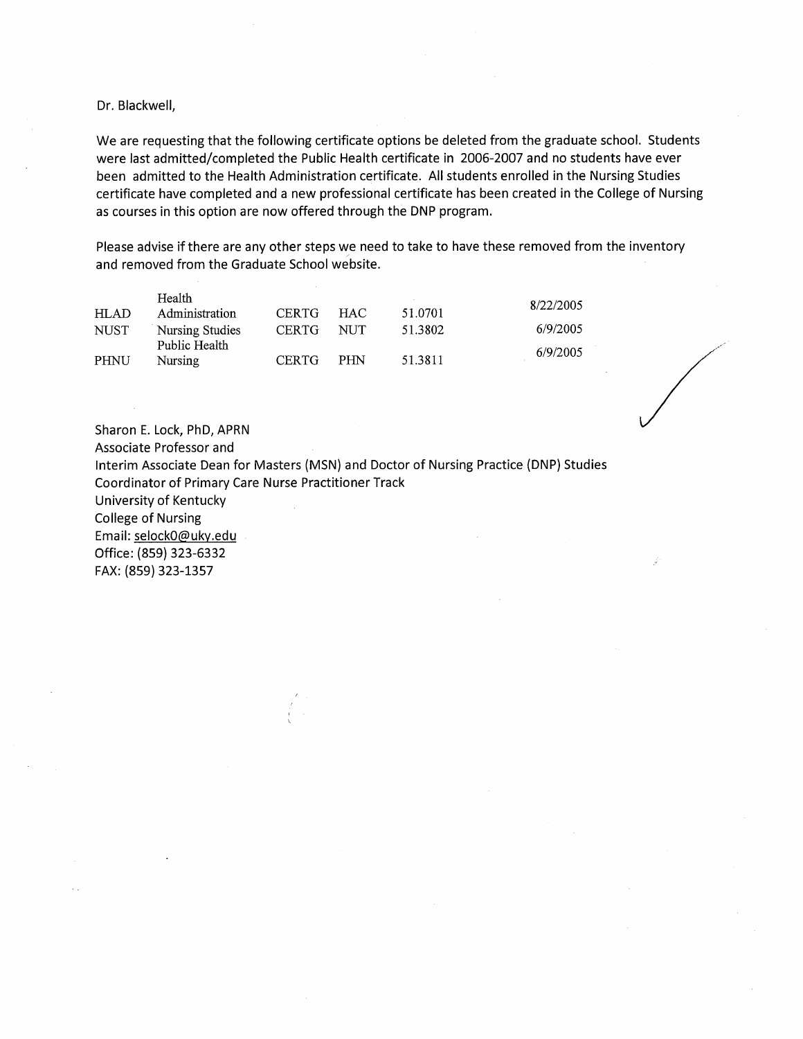Dr. Blackwell,

We are requesting that the following certificate options be deleted from the graduate school. Students were last admitted/completed the Public Health certificate in 2006-2007 and no students have ever been admitted to the Health Administration certificate. All students enrolled in the Nursing Studies certificate have completed and a new professional certificate has been created in the College of Nursing as courses in this option are now offered through the DNP program.

Please advise if there are any other steps we need to take to have these removed from the inventory and removed from the Graduate School website.

| | | | | | |
|---|---|---|---|---|---|
| HLAD | Health Administration | CERTG | HAC | 51.0701 | 8/22/2005 |
| NUST | Nursing Studies | CERTG | NUT | 51.3802 | 6/9/2005 |
| PHNU | Public Health Nursing | CERTG | PHN | 51.3811 | 6/9/2005 |

Sharon E. Lock, PhD, APRN
Associate Professor and
Interim Associate Dean for Masters (MSN) and Doctor of Nursing Practice (DNP) Studies
Coordinator of Primary Care Nurse Practitioner Track
University of Kentucky
College of Nursing
Email: selock0@uky.edu
Office: (859) 323-6332
FAX: (859) 323-1357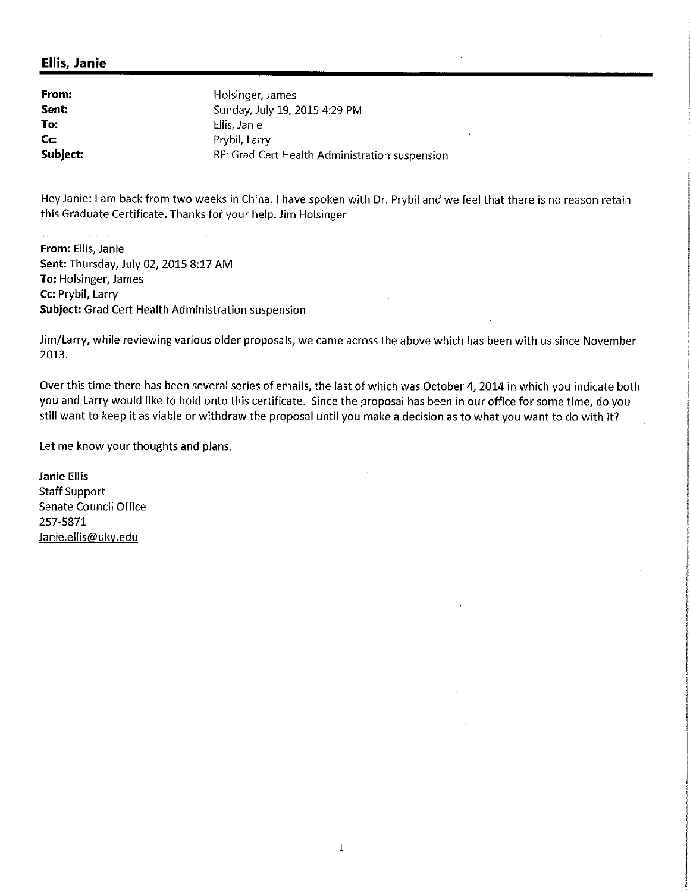## Ellis, Janie

**From:** Holsinger, James
**Sent:** Sunday, July 19, 2015 4:29 PM
**To:** Ellis, Janie
**Cc:** Prybil, Larry
**Subject:** RE: Grad Cert Health Administration suspension

Hey Janie: I am back from two weeks in China. I have spoken with Dr. Prybil and we feel that there is no reason retain this Graduate Certificate. Thanks for your help. Jim Holsinger

**From:** Ellis, Janie
**Sent:** Thursday, July 02, 2015 8:17 AM
**To:** Holsinger, James
**Cc:** Prybil, Larry
**Subject:** Grad Cert Health Administration suspension

Jim/Larry, while reviewing various older proposals, we came across the above which has been with us since November 2013.

Over this time there has been several series of emails, the last of which was October 4, 2014 in which you indicate both you and Larry would like to hold onto this certificate. Since the proposal has been in our office for some time, do you still want to keep it as viable or withdraw the proposal until you make a decision as to what you want to do with it?

Let me know your thoughts and plans.

**Janie Ellis**
Staff Support
Senate Council Office
257-5871
Janie.ellis@uky.edu